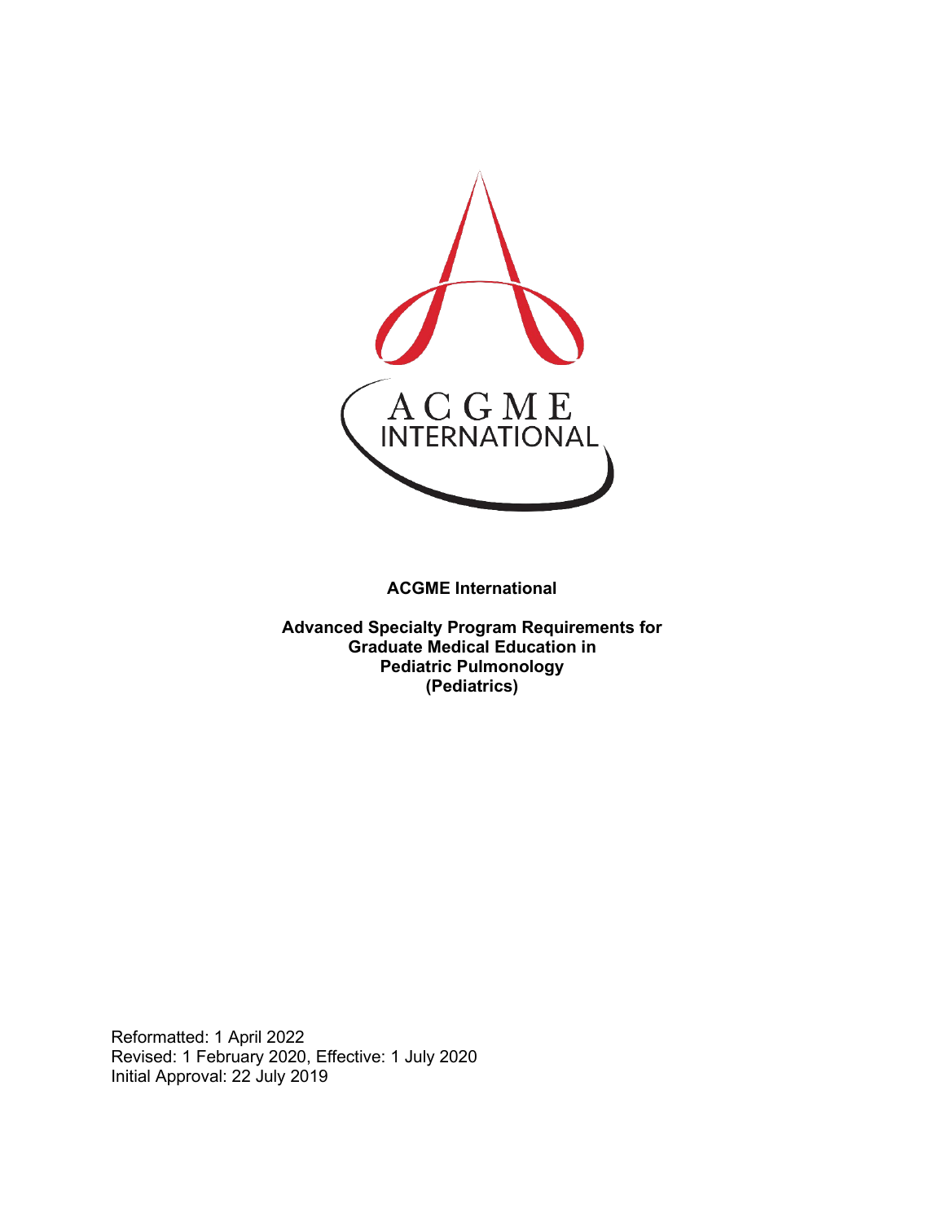ACGME International

**ACGME International**

**Advanced Specialty Program Requirements for Graduate Medical Education in Pediatric Pulmonology (Pediatrics)**

Reformatted: 1 April 2022
Revised: 1 February 2020, Effective: 1 July 2020
Initial Approval: 22 July 2019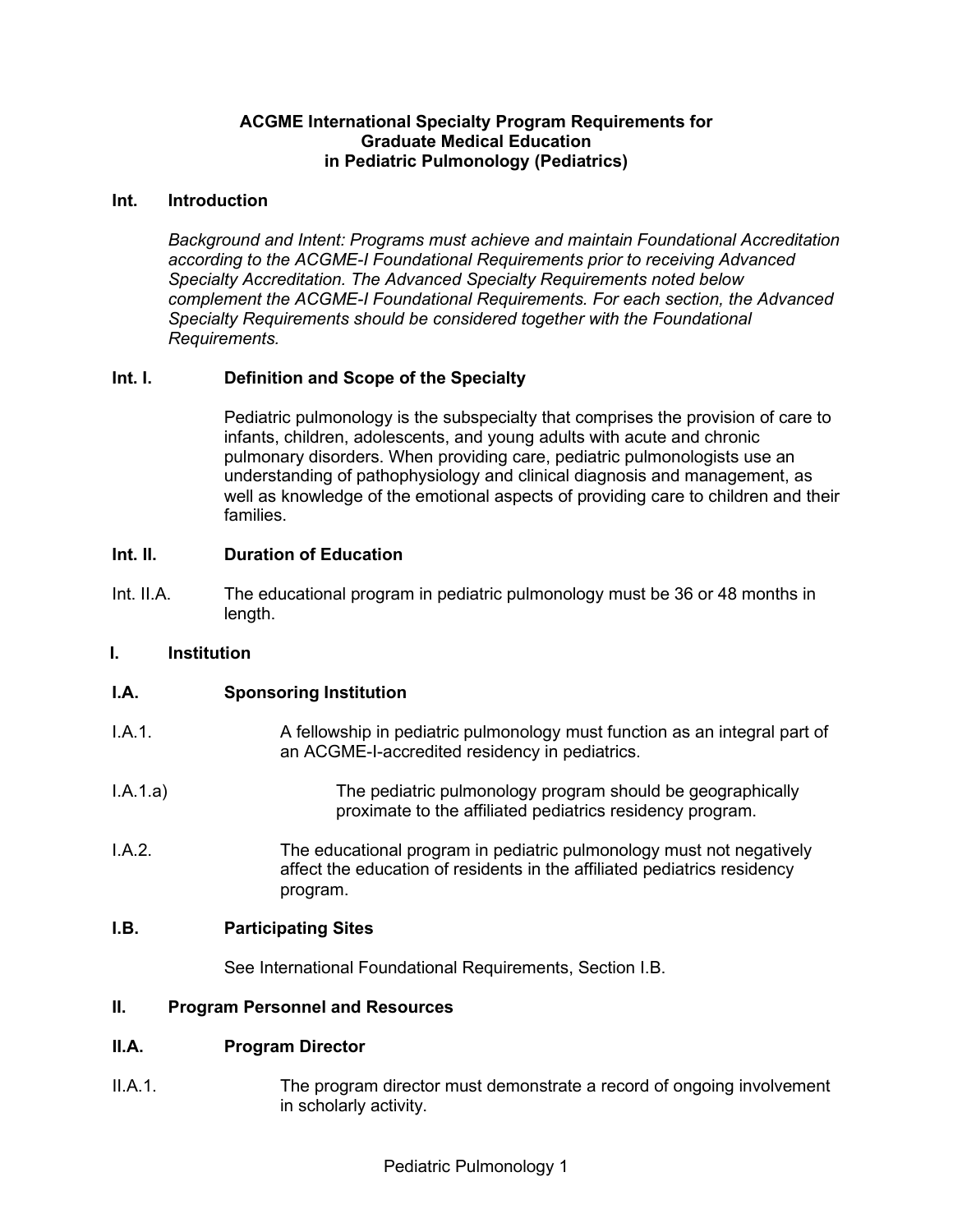# ACGME International Specialty Program Requirements for Graduate Medical Education in Pediatric Pulmonology (Pediatrics)

## Int. Introduction

*Background and Intent: Programs must achieve and maintain Foundational Accreditation according to the ACGME-I Foundational Requirements prior to receiving Advanced Specialty Accreditation. The Advanced Specialty Requirements noted below complement the ACGME-I Foundational Requirements. For each section, the Advanced Specialty Requirements should be considered together with the Foundational Requirements.*

### Int. I. Definition and Scope of the Specialty

Pediatric pulmonology is the subspecialty that comprises the provision of care to infants, children, adolescents, and young adults with acute and chronic pulmonary disorders. When providing care, pediatric pulmonologists use an understanding of pathophysiology and clinical diagnosis and management, as well as knowledge of the emotional aspects of providing care to children and their families.

### Int. II. Duration of Education

Int. II.A. The educational program in pediatric pulmonology must be 36 or 48 months in length.

## I. Institution

### I.A. Sponsoring Institution

I.A.1. A fellowship in pediatric pulmonology must function as an integral part of an ACGME-I-accredited residency in pediatrics.

I.A.1.a) The pediatric pulmonology program should be geographically proximate to the affiliated pediatrics residency program.

I.A.2. The educational program in pediatric pulmonology must not negatively affect the education of residents in the affiliated pediatrics residency program.

### I.B. Participating Sites

See International Foundational Requirements, Section I.B.

## II. Program Personnel and Resources

### II.A. Program Director

II.A.1. The program director must demonstrate a record of ongoing involvement in scholarly activity.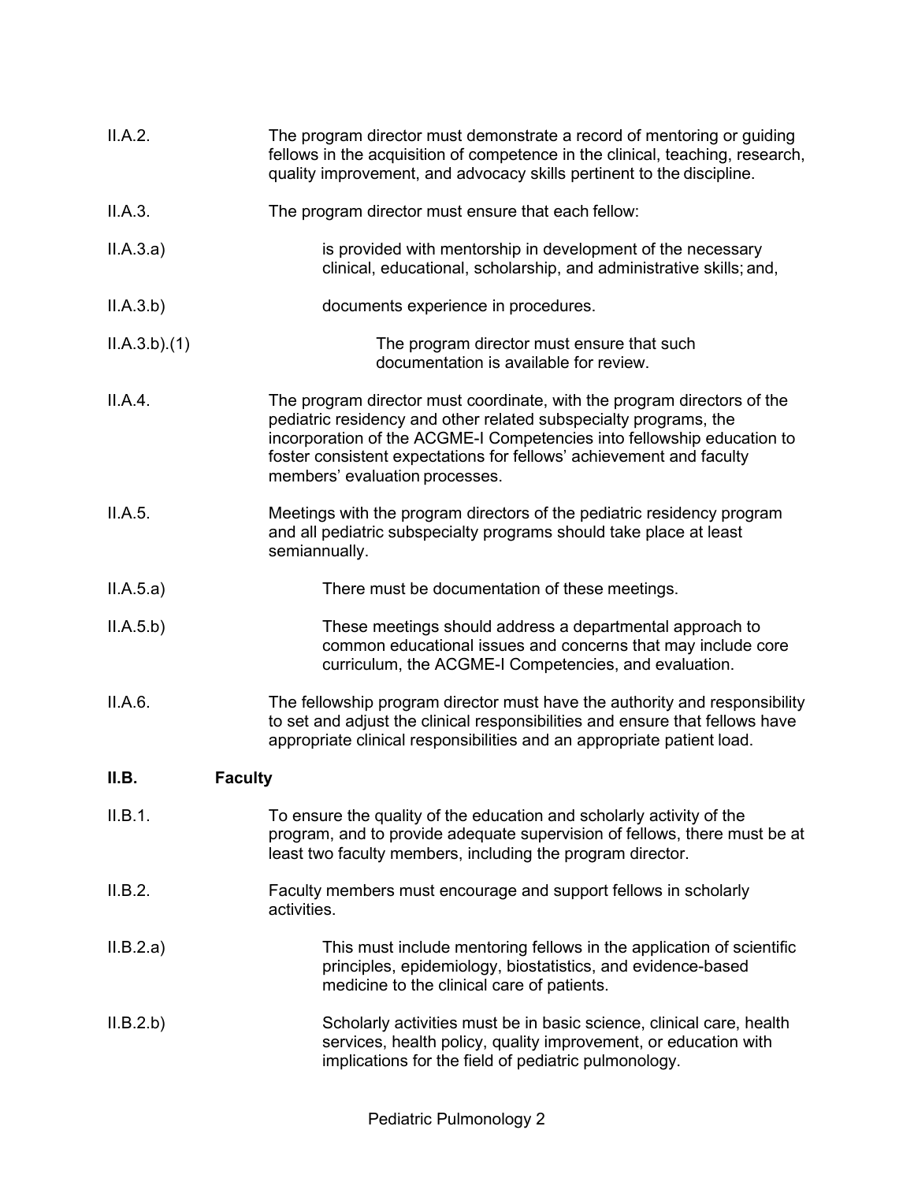II.A.2. The program director must demonstrate a record of mentoring or guiding fellows in the acquisition of competence in the clinical, teaching, research, quality improvement, and advocacy skills pertinent to the discipline.

II.A.3. The program director must ensure that each fellow:

II.A.3.a) is provided with mentorship in development of the necessary clinical, educational, scholarship, and administrative skills; and,

II.A.3.b) documents experience in procedures.

II.A.3.b).(1) The program director must ensure that such documentation is available for review.

II.A.4. The program director must coordinate, with the program directors of the pediatric residency and other related subspecialty programs, the incorporation of the ACGME-I Competencies into fellowship education to foster consistent expectations for fellows' achievement and faculty members' evaluation processes.

II.A.5. Meetings with the program directors of the pediatric residency program and all pediatric subspecialty programs should take place at least semiannually.

II.A.5.a) There must be documentation of these meetings.

II.A.5.b) These meetings should address a departmental approach to common educational issues and concerns that may include core curriculum, the ACGME-I Competencies, and evaluation.

II.A.6. The fellowship program director must have the authority and responsibility to set and adjust the clinical responsibilities and ensure that fellows have appropriate clinical responsibilities and an appropriate patient load.

## II.B. Faculty

II.B.1. To ensure the quality of the education and scholarly activity of the program, and to provide adequate supervision of fellows, there must be at least two faculty members, including the program director.

II.B.2. Faculty members must encourage and support fellows in scholarly activities.

II.B.2.a) This must include mentoring fellows in the application of scientific principles, epidemiology, biostatistics, and evidence-based medicine to the clinical care of patients.

II.B.2.b) Scholarly activities must be in basic science, clinical care, health services, health policy, quality improvement, or education with implications for the field of pediatric pulmonology.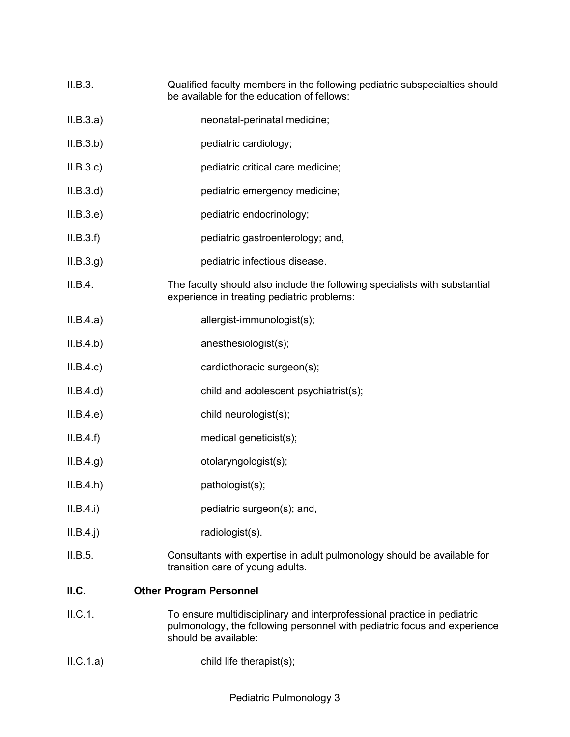II.B.3. Qualified faculty members in the following pediatric subspecialties should be available for the education of fellows:

II.B.3.a) neonatal-perinatal medicine;

II.B.3.b) pediatric cardiology;

II.B.3.c) pediatric critical care medicine;

II.B.3.d) pediatric emergency medicine;

II.B.3.e) pediatric endocrinology;

II.B.3.f) pediatric gastroenterology; and,

II.B.3.g) pediatric infectious disease.

II.B.4. The faculty should also include the following specialists with substantial experience in treating pediatric problems:

II.B.4.a) allergist-immunologist(s);

II.B.4.b) anesthesiologist(s);

II.B.4.c) cardiothoracic surgeon(s);

II.B.4.d) child and adolescent psychiatrist(s);

II.B.4.e) child neurologist(s);

II.B.4.f) medical geneticist(s);

II.B.4.g) otolaryngologist(s);

II.B.4.h) pathologist(s);

II.B.4.i) pediatric surgeon(s); and,

II.B.4.j) radiologist(s).

II.B.5. Consultants with expertise in adult pulmonology should be available for transition care of young adults.

**II.C. Other Program Personnel**

II.C.1. To ensure multidisciplinary and interprofessional practice in pediatric pulmonology, the following personnel with pediatric focus and experience should be available:

II.C.1.a) child life therapist(s);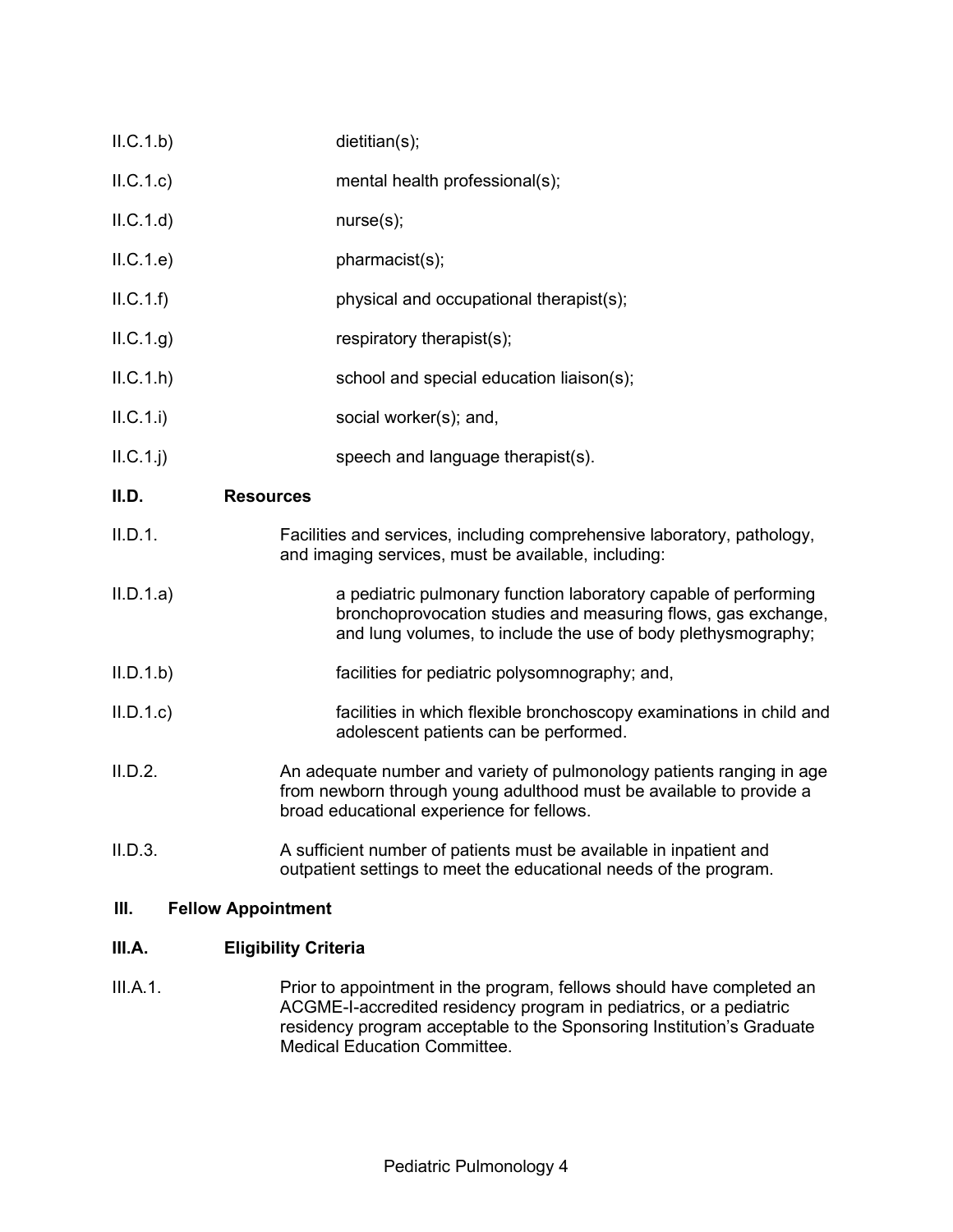II.C.1.b) dietitian(s);

II.C.1.c) mental health professional(s);

II.C.1.d) nurse(s);

II.C.1.e) pharmacist(s);

II.C.1.f) physical and occupational therapist(s);

II.C.1.g) respiratory therapist(s);

II.C.1.h) school and special education liaison(s);

II.C.1.i) social worker(s); and,

II.C.1.j) speech and language therapist(s).

**II.D. Resources**

II.D.1. Facilities and services, including comprehensive laboratory, pathology, and imaging services, must be available, including:

II.D.1.a) a pediatric pulmonary function laboratory capable of performing bronchoprovocation studies and measuring flows, gas exchange, and lung volumes, to include the use of body plethysmography;

II.D.1.b) facilities for pediatric polysomnography; and,

II.D.1.c) facilities in which flexible bronchoscopy examinations in child and adolescent patients can be performed.

II.D.2. An adequate number and variety of pulmonology patients ranging in age from newborn through young adulthood must be available to provide a broad educational experience for fellows.

II.D.3. A sufficient number of patients must be available in inpatient and outpatient settings to meet the educational needs of the program.

**III. Fellow Appointment**

**III.A. Eligibility Criteria**

III.A.1. Prior to appointment in the program, fellows should have completed an ACGME-I-accredited residency program in pediatrics, or a pediatric residency program acceptable to the Sponsoring Institution's Graduate Medical Education Committee.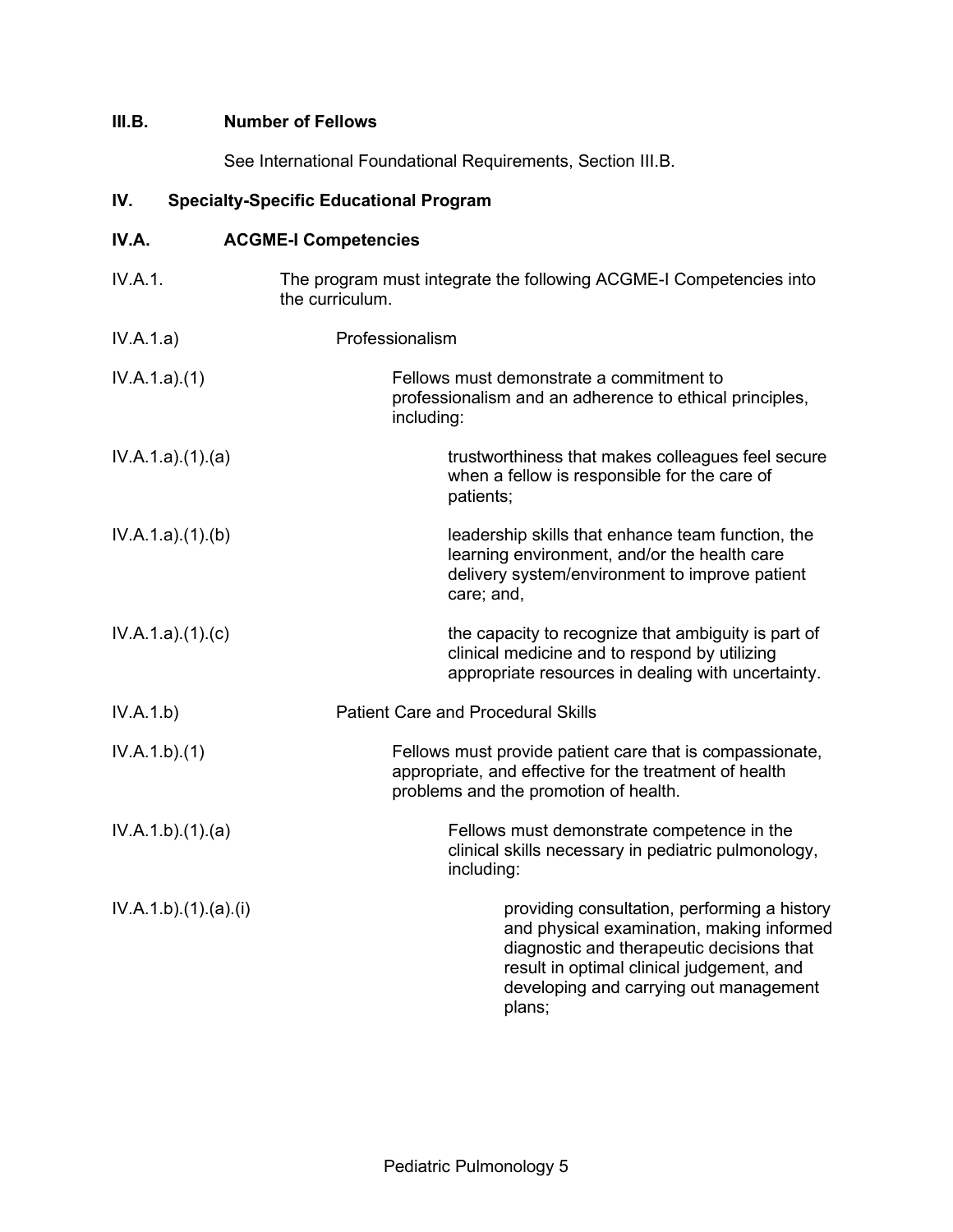**III.B. Number of Fellows**

See International Foundational Requirements, Section III.B.

## IV. Specialty-Specific Educational Program

**IV.A. ACGME-I Competencies**

IV.A.1. The program must integrate the following ACGME-I Competencies into the curriculum.

IV.A.1.a) Professionalism

IV.A.1.a).(1) Fellows must demonstrate a commitment to professionalism and an adherence to ethical principles, including:

IV.A.1.a).(1).(a) trustworthiness that makes colleagues feel secure when a fellow is responsible for the care of patients;

IV.A.1.a).(1).(b) leadership skills that enhance team function, the learning environment, and/or the health care delivery system/environment to improve patient care; and,

IV.A.1.a).(1).(c) the capacity to recognize that ambiguity is part of clinical medicine and to respond by utilizing appropriate resources in dealing with uncertainty.

IV.A.1.b) Patient Care and Procedural Skills

IV.A.1.b).(1) Fellows must provide patient care that is compassionate, appropriate, and effective for the treatment of health problems and the promotion of health.

IV.A.1.b).(1).(a) Fellows must demonstrate competence in the clinical skills necessary in pediatric pulmonology, including:

IV.A.1.b).(1).(a).(i) providing consultation, performing a history and physical examination, making informed diagnostic and therapeutic decisions that result in optimal clinical judgement, and developing and carrying out management plans;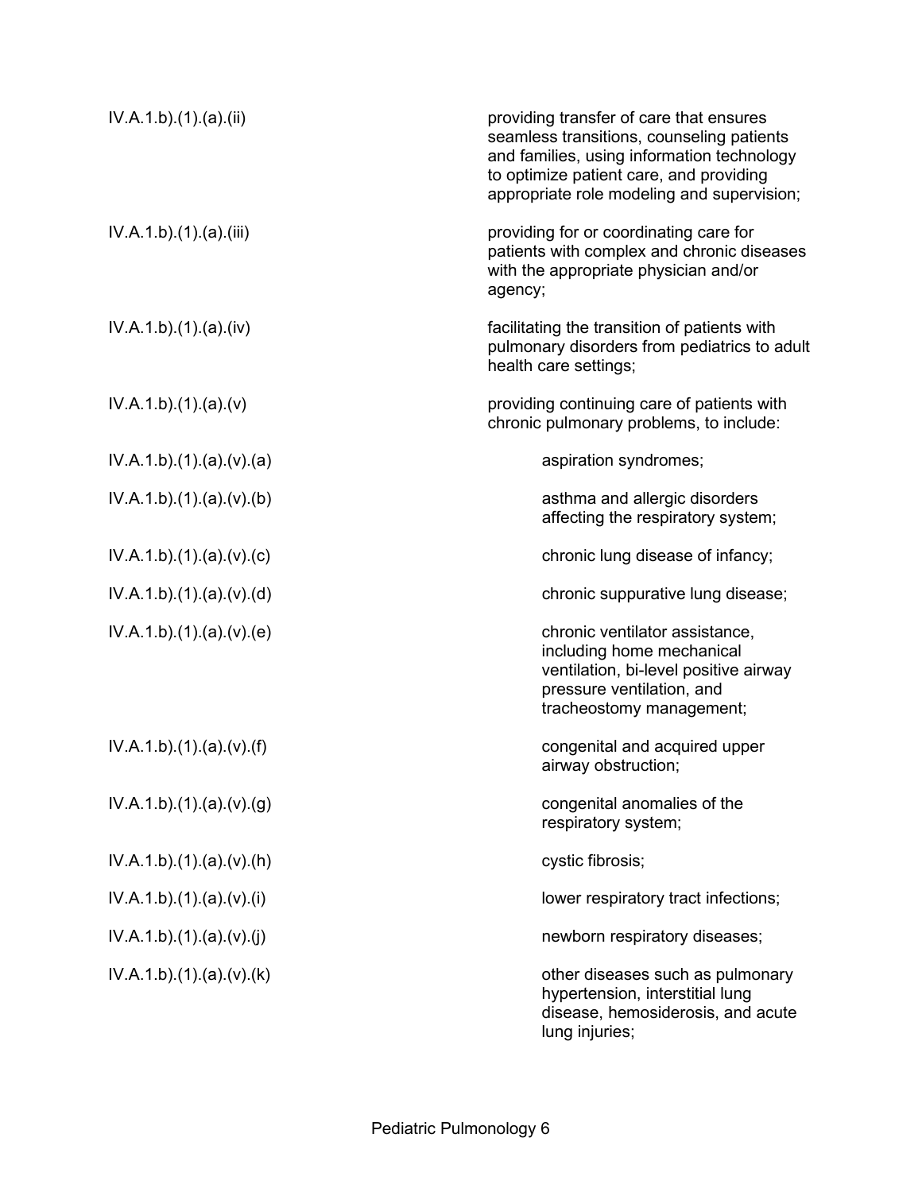| | |
|---|---|
| IV.A.1.b).(1).(a).(ii) | providing transfer of care that ensures seamless transitions, counseling patients and families, using information technology to optimize patient care, and providing appropriate role modeling and supervision; |
| IV.A.1.b).(1).(a).(iii) | providing for or coordinating care for patients with complex and chronic diseases with the appropriate physician and/or agency; |
| IV.A.1.b).(1).(a).(iv) | facilitating the transition of patients with pulmonary disorders from pediatrics to adult health care settings; |
| IV.A.1.b).(1).(a).(v) | providing continuing care of patients with chronic pulmonary problems, to include: |
| IV.A.1.b).(1).(a).(v).(a) | aspiration syndromes; |
| IV.A.1.b).(1).(a).(v).(b) | asthma and allergic disorders affecting the respiratory system; |
| IV.A.1.b).(1).(a).(v).(c) | chronic lung disease of infancy; |
| IV.A.1.b).(1).(a).(v).(d) | chronic suppurative lung disease; |
| IV.A.1.b).(1).(a).(v).(e) | chronic ventilator assistance, including home mechanical ventilation, bi-level positive airway pressure ventilation, and tracheostomy management; |
| IV.A.1.b).(1).(a).(v).(f) | congenital and acquired upper airway obstruction; |
| IV.A.1.b).(1).(a).(v).(g) | congenital anomalies of the respiratory system; |
| IV.A.1.b).(1).(a).(v).(h) | cystic fibrosis; |
| IV.A.1.b).(1).(a).(v).(i) | lower respiratory tract infections; |
| IV.A.1.b).(1).(a).(v).(j) | newborn respiratory diseases; |
| IV.A.1.b).(1).(a).(v).(k) | other diseases such as pulmonary hypertension, interstitial lung disease, hemosiderosis, and acute lung injuries; |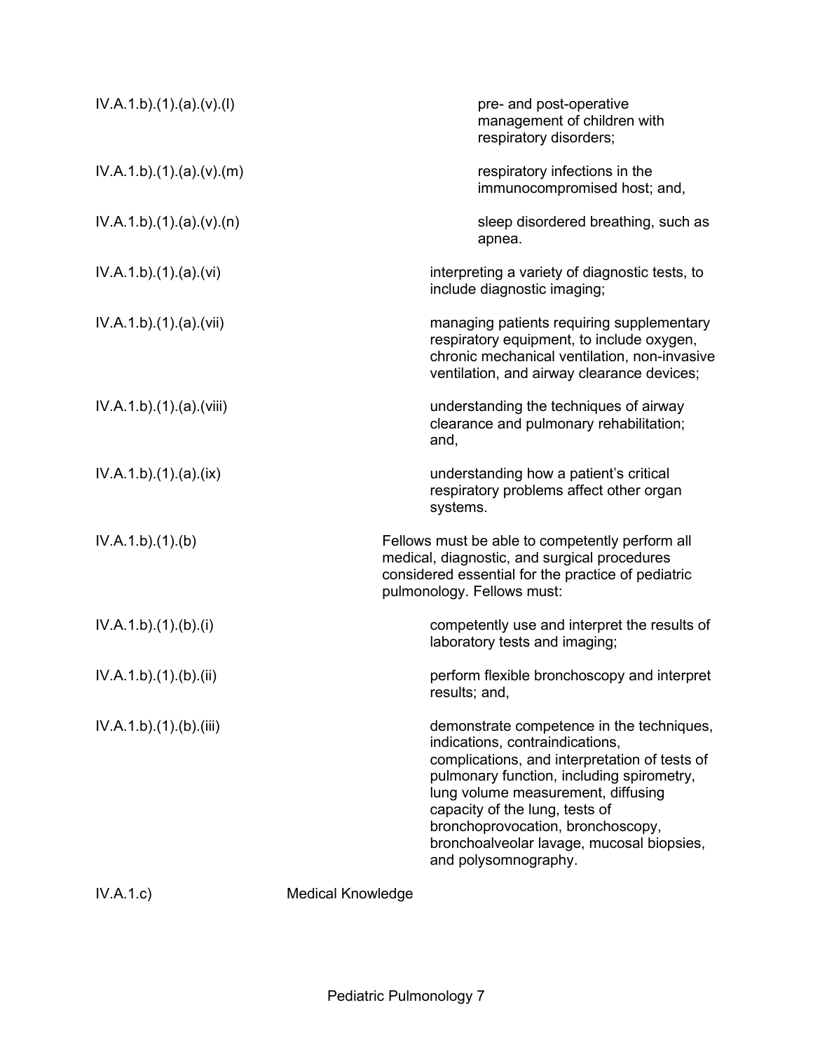| | |
|---|---|
| IV.A.1.b).(1).(a).(v).(l) | pre- and post-operative management of children with respiratory disorders; |
| IV.A.1.b).(1).(a).(v).(m) | respiratory infections in the immunocompromised host; and, |
| IV.A.1.b).(1).(a).(v).(n) | sleep disordered breathing, such as apnea. |
| IV.A.1.b).(1).(a).(vi) | interpreting a variety of diagnostic tests, to include diagnostic imaging; |
| IV.A.1.b).(1).(a).(vii) | managing patients requiring supplementary respiratory equipment, to include oxygen, chronic mechanical ventilation, non-invasive ventilation, and airway clearance devices; |
| IV.A.1.b).(1).(a).(viii) | understanding the techniques of airway clearance and pulmonary rehabilitation; and, |
| IV.A.1.b).(1).(a).(ix) | understanding how a patient's critical respiratory problems affect other organ systems. |
| IV.A.1.b).(1).(b) | Fellows must be able to competently perform all medical, diagnostic, and surgical procedures considered essential for the practice of pediatric pulmonology. Fellows must: |
| IV.A.1.b).(1).(b).(i) | competently use and interpret the results of laboratory tests and imaging; |
| IV.A.1.b).(1).(b).(ii) | perform flexible bronchoscopy and interpret results; and, |
| IV.A.1.b).(1).(b).(iii) | demonstrate competence in the techniques, indications, contraindications, complications, and interpretation of tests of pulmonary function, including spirometry, lung volume measurement, diffusing capacity of the lung, tests of bronchoprovocation, bronchoscopy, bronchoalveolar lavage, mucosal biopsies, and polysomnography. |
| IV.A.1.c) | Medical Knowledge |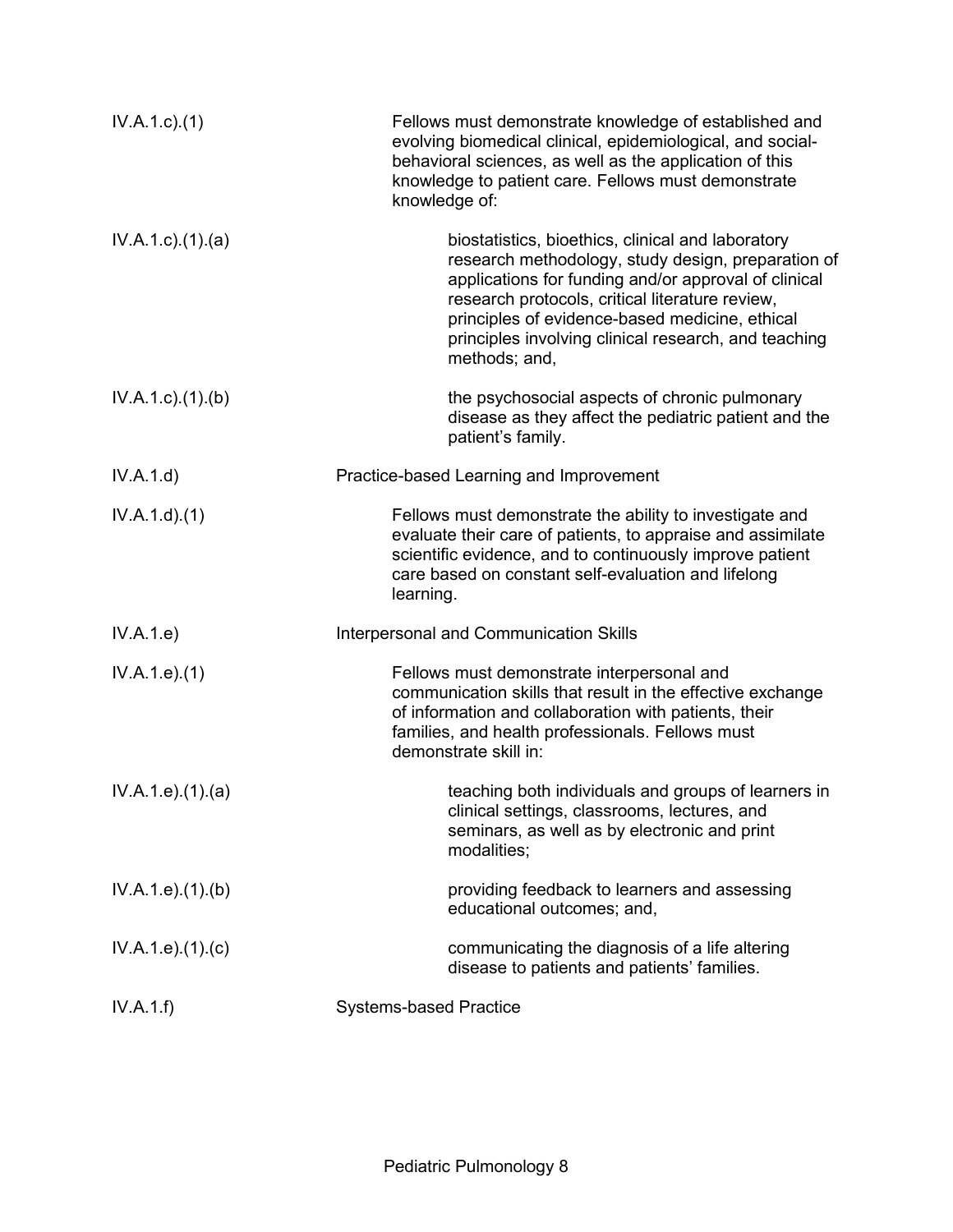| | |
|---|---|
| IV.A.1.c).(1) | Fellows must demonstrate knowledge of established and evolving biomedical clinical, epidemiological, and social-behavioral sciences, as well as the application of this knowledge to patient care. Fellows must demonstrate knowledge of: |
| IV.A.1.c).(1).(a) | biostatistics, bioethics, clinical and laboratory research methodology, study design, preparation of applications for funding and/or approval of clinical research protocols, critical literature review, principles of evidence-based medicine, ethical principles involving clinical research, and teaching methods; and, |
| IV.A.1.c).(1).(b) | the psychosocial aspects of chronic pulmonary disease as they affect the pediatric patient and the patient's family. |
| IV.A.1.d) | Practice-based Learning and Improvement |
| IV.A.1.d).(1) | Fellows must demonstrate the ability to investigate and evaluate their care of patients, to appraise and assimilate scientific evidence, and to continuously improve patient care based on constant self-evaluation and lifelong learning. |
| IV.A.1.e) | Interpersonal and Communication Skills |
| IV.A.1.e).(1) | Fellows must demonstrate interpersonal and communication skills that result in the effective exchange of information and collaboration with patients, their families, and health professionals. Fellows must demonstrate skill in: |
| IV.A.1.e).(1).(a) | teaching both individuals and groups of learners in clinical settings, classrooms, lectures, and seminars, as well as by electronic and print modalities; |
| IV.A.1.e).(1).(b) | providing feedback to learners and assessing educational outcomes; and, |
| IV.A.1.e).(1).(c) | communicating the diagnosis of a life altering disease to patients and patients' families. |
| IV.A.1.f) | Systems-based Practice |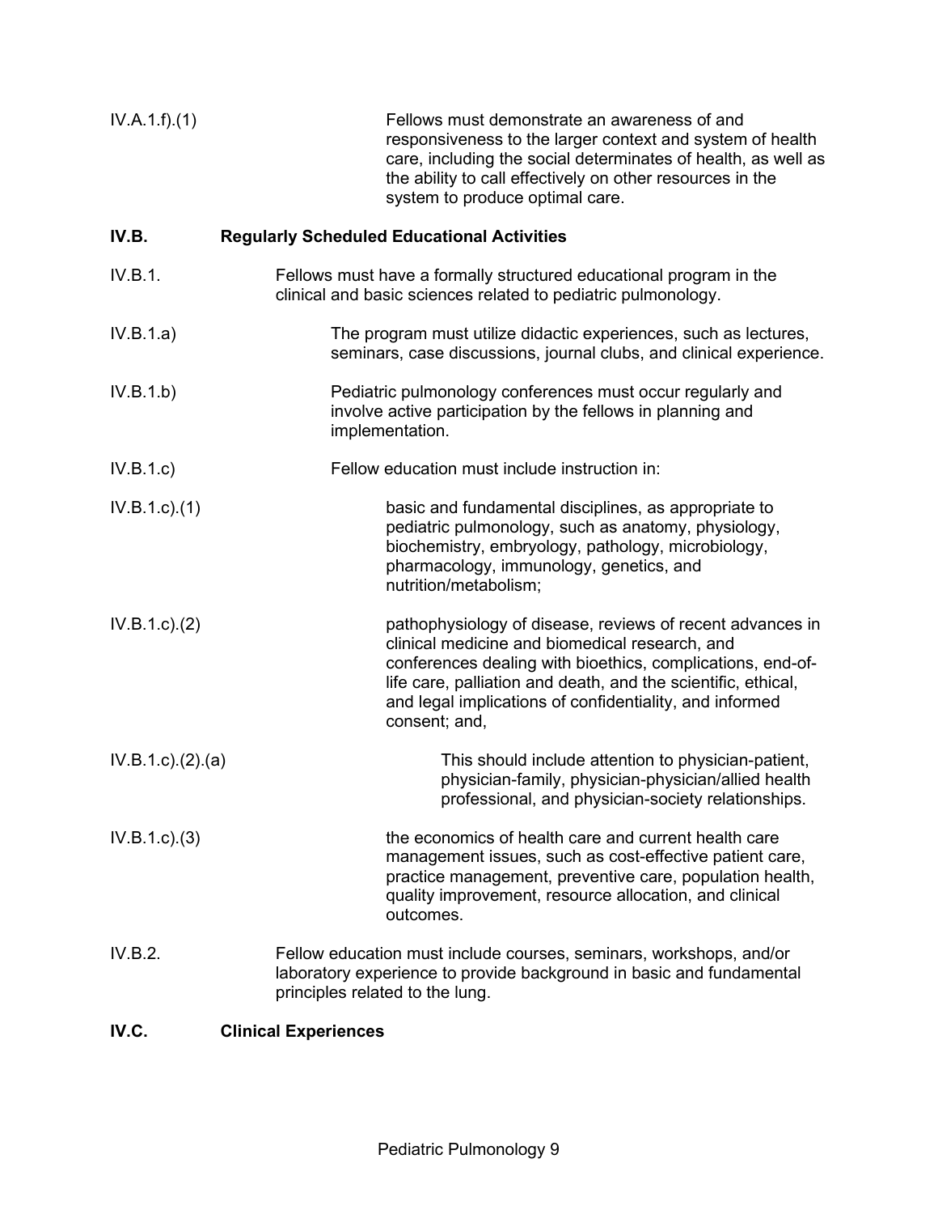IV.A.1.f).(1) Fellows must demonstrate an awareness of and responsiveness to the larger context and system of health care, including the social determinates of health, as well as the ability to call effectively on other resources in the system to produce optimal care.

**IV.B. Regularly Scheduled Educational Activities**

IV.B.1. Fellows must have a formally structured educational program in the clinical and basic sciences related to pediatric pulmonology.

IV.B.1.a) The program must utilize didactic experiences, such as lectures, seminars, case discussions, journal clubs, and clinical experience.

IV.B.1.b) Pediatric pulmonology conferences must occur regularly and involve active participation by the fellows in planning and implementation.

IV.B.1.c) Fellow education must include instruction in:

IV.B.1.c).(1) basic and fundamental disciplines, as appropriate to pediatric pulmonology, such as anatomy, physiology, biochemistry, embryology, pathology, microbiology, pharmacology, immunology, genetics, and nutrition/metabolism;

IV.B.1.c).(2) pathophysiology of disease, reviews of recent advances in clinical medicine and biomedical research, and conferences dealing with bioethics, complications, end-of-life care, palliation and death, and the scientific, ethical, and legal implications of confidentiality, and informed consent; and,

IV.B.1.c).(2).(a) This should include attention to physician-patient, physician-family, physician-physician/allied health professional, and physician-society relationships.

IV.B.1.c).(3) the economics of health care and current health care management issues, such as cost-effective patient care, practice management, preventive care, population health, quality improvement, resource allocation, and clinical outcomes.

IV.B.2. Fellow education must include courses, seminars, workshops, and/or laboratory experience to provide background in basic and fundamental principles related to the lung.

**IV.C. Clinical Experiences**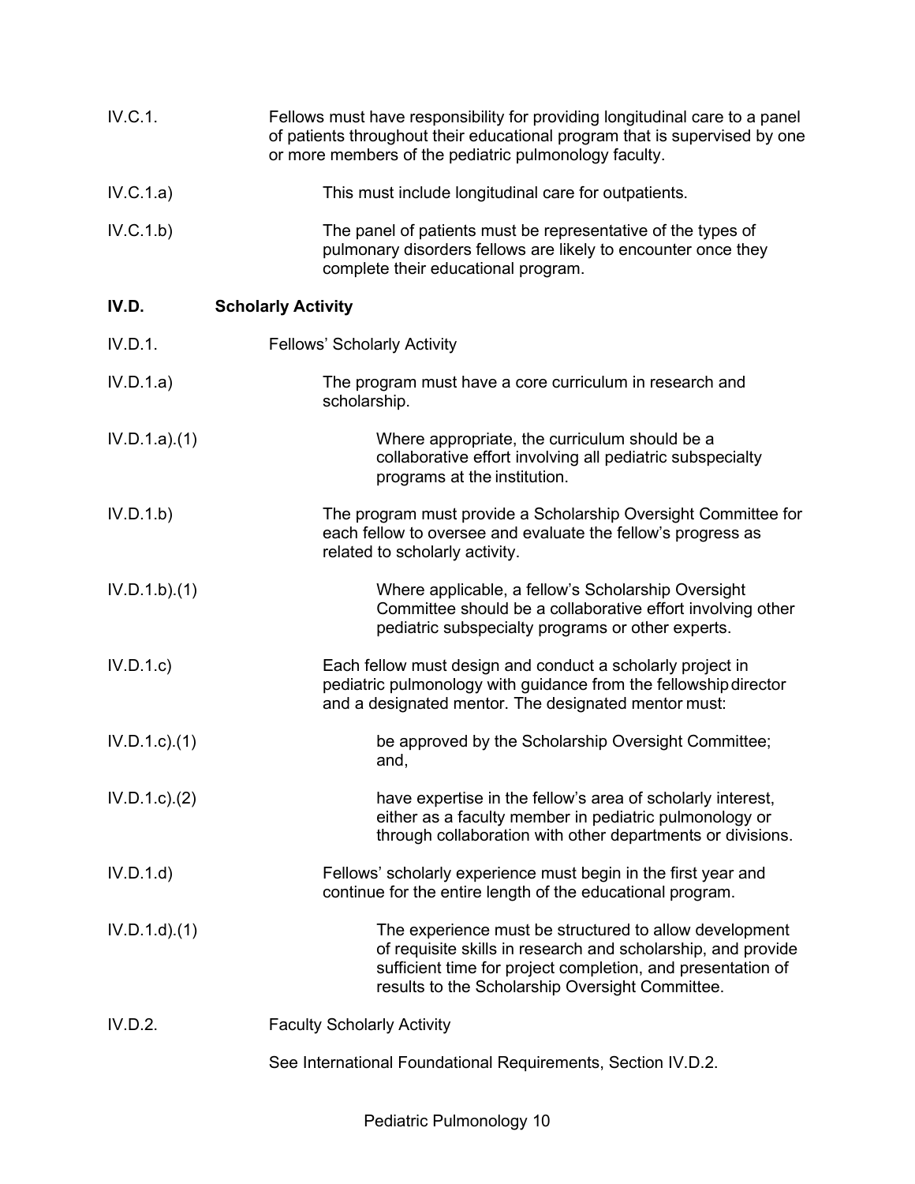IV.C.1. Fellows must have responsibility for providing longitudinal care to a panel of patients throughout their educational program that is supervised by one or more members of the pediatric pulmonology faculty.

IV.C.1.a) This must include longitudinal care for outpatients.

IV.C.1.b) The panel of patients must be representative of the types of pulmonary disorders fellows are likely to encounter once they complete their educational program.

## IV.D. Scholarly Activity

IV.D.1. Fellows' Scholarly Activity

IV.D.1.a) The program must have a core curriculum in research and scholarship.

IV.D.1.a).(1) Where appropriate, the curriculum should be a collaborative effort involving all pediatric subspecialty programs at the institution.

IV.D.1.b) The program must provide a Scholarship Oversight Committee for each fellow to oversee and evaluate the fellow's progress as related to scholarly activity.

IV.D.1.b).(1) Where applicable, a fellow's Scholarship Oversight Committee should be a collaborative effort involving other pediatric subspecialty programs or other experts.

IV.D.1.c) Each fellow must design and conduct a scholarly project in pediatric pulmonology with guidance from the fellowship director and a designated mentor. The designated mentor must:

IV.D.1.c).(1) be approved by the Scholarship Oversight Committee; and,

IV.D.1.c).(2) have expertise in the fellow's area of scholarly interest, either as a faculty member in pediatric pulmonology or through collaboration with other departments or divisions.

IV.D.1.d) Fellows' scholarly experience must begin in the first year and continue for the entire length of the educational program.

IV.D.1.d).(1) The experience must be structured to allow development of requisite skills in research and scholarship, and provide sufficient time for project completion, and presentation of results to the Scholarship Oversight Committee.

IV.D.2. Faculty Scholarly Activity

See International Foundational Requirements, Section IV.D.2.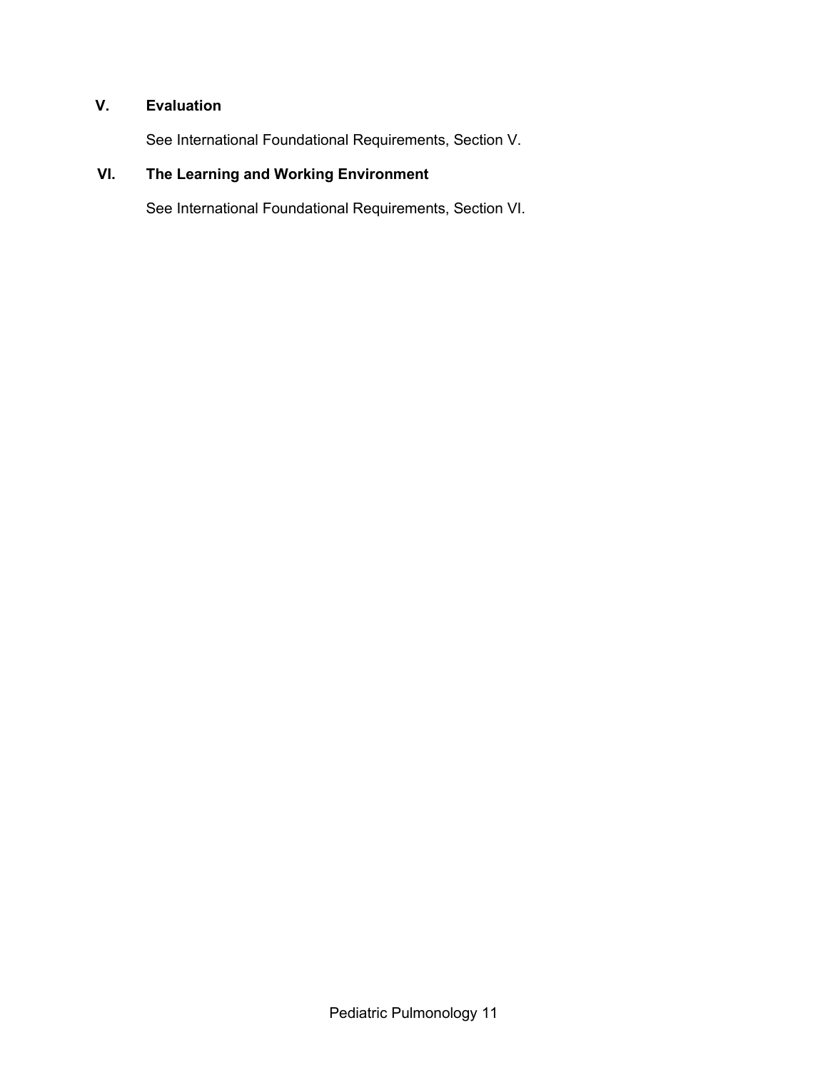## V. Evaluation

See International Foundational Requirements, Section V.

## VI. The Learning and Working Environment

See International Foundational Requirements, Section VI.